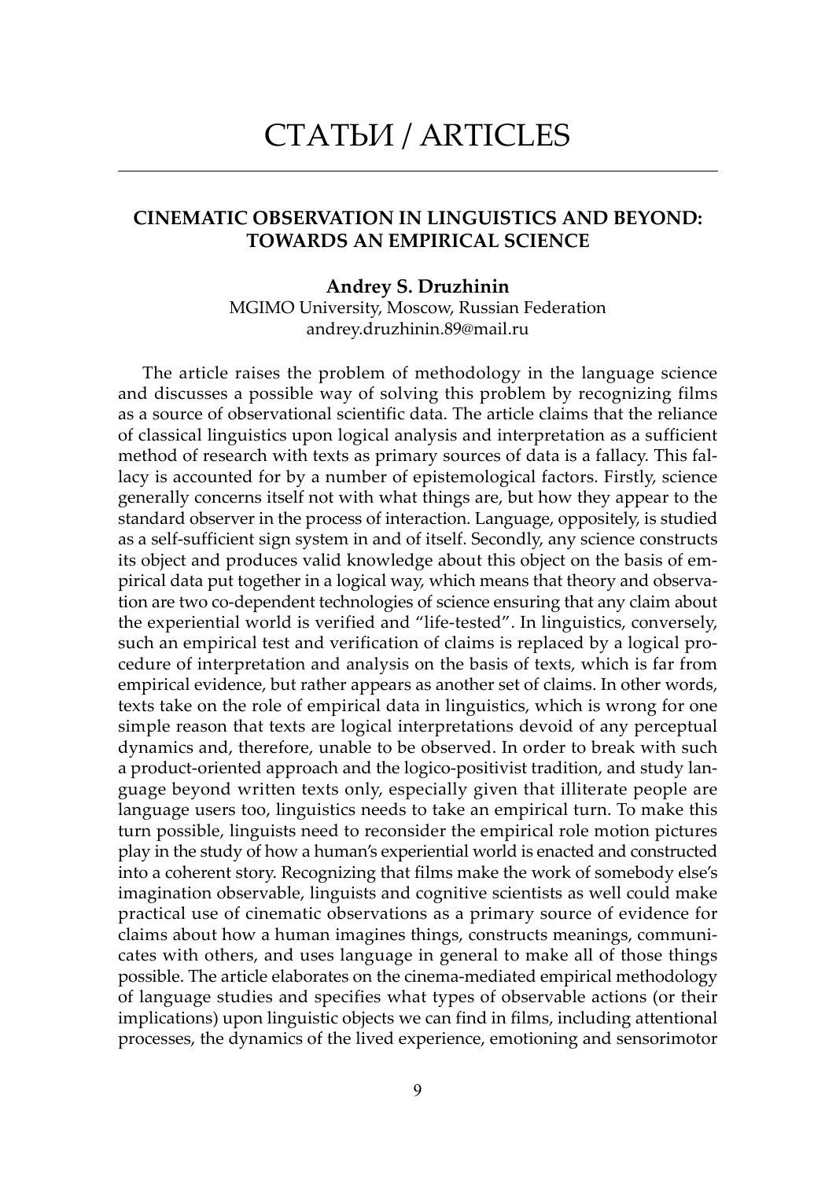# СТАТЬИ / ARTICLES

## CINEMATIC OBSERVATION IN LINGUISTICS AND BEYOND: TOWARDS AN EMPIRICAL SCIENCE

**Andrey S. Druzhinin**
MGIMO University, Moscow, Russian Federation
andrey.druzhinin.89@mail.ru

The article raises the problem of methodology in the language science and discusses a possible way of solving this problem by recognizing films as a source of observational scientific data. The article claims that the reliance of classical linguistics upon logical analysis and interpretation as a sufficient method of research with texts as primary sources of data is a fallacy. This fallacy is accounted for by a number of epistemological factors. Firstly, science generally concerns itself not with what things are, but how they appear to the standard observer in the process of interaction. Language, oppositely, is studied as a self-sufficient sign system in and of itself. Secondly, any science constructs its object and produces valid knowledge about this object on the basis of empirical data put together in a logical way, which means that theory and observation are two co-dependent technologies of science ensuring that any claim about the experiential world is verified and "life-tested". In linguistics, conversely, such an empirical test and verification of claims is replaced by a logical procedure of interpretation and analysis on the basis of texts, which is far from empirical evidence, but rather appears as another set of claims. In other words, texts take on the role of empirical data in linguistics, which is wrong for one simple reason that texts are logical interpretations devoid of any perceptual dynamics and, therefore, unable to be observed. In order to break with such a product-oriented approach and the logico-positivist tradition, and study language beyond written texts only, especially given that illiterate people are language users too, linguistics needs to take an empirical turn. To make this turn possible, linguists need to reconsider the empirical role motion pictures play in the study of how a human's experiential world is enacted and constructed into a coherent story. Recognizing that films make the work of somebody else's imagination observable, linguists and cognitive scientists as well could make practical use of cinematic observations as a primary source of evidence for claims about how a human imagines things, constructs meanings, communicates with others, and uses language in general to make all of those things possible. The article elaborates on the cinema-mediated empirical methodology of language studies and specifies what types of observable actions (or their implications) upon linguistic objects we can find in films, including attentional processes, the dynamics of the lived experience, emotioning and sensorimotor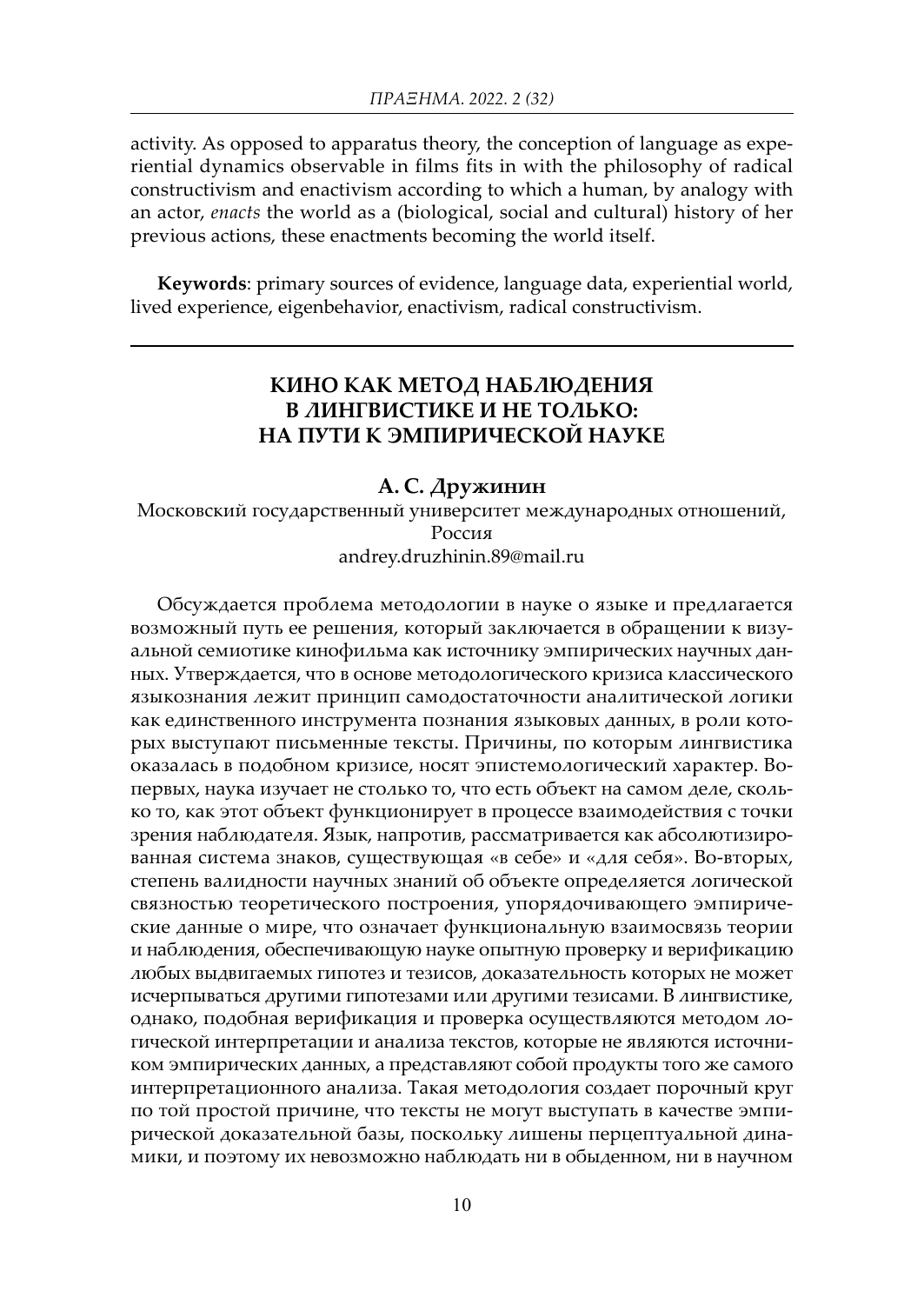activity. As opposed to apparatus theory, the conception of language as experiential dynamics observable in films fits in with the philosophy of radical constructivism and enactivism according to which a human, by analogy with an actor, *enacts* the world as a (biological, social and cultural) history of her previous actions, these enactments becoming the world itself.

**Keywords**: primary sources of evidence, language data, experiential world, lived experience, eigenbehavior, enactivism, radical constructivism.

---

# КИНО КАК МЕТОД НАБЛЮДЕНИЯ В ЛИНГВИСТИКЕ И НЕ ТОЛЬКО: НА ПУТИ К ЭМПИРИЧЕСКОЙ НАУКЕ

**А. С. Дружинин**

Московский государственный университет международных отношений, Россия

andrey.druzhinin.89@mail.ru

Обсуждается проблема методологии в науке о языке и предлагается возможный путь ее решения, который заключается в обращении к визуальной семиотике кинофильма как источнику эмпирических научных данных. Утверждается, что в основе методологического кризиса классического языкознания лежит принцип самодостаточности аналитической логики как единственного инструмента познания языковых данных, в роли которых выступают письменные тексты. Причины, по которым лингвистика оказалась в подобном кризисе, носят эпистемологический характер. Во-первых, наука изучает не столько то, что есть объект на самом деле, сколько то, как этот объект функционирует в процессе взаимодействия с точки зрения наблюдателя. Язык, напротив, рассматривается как абсолютизированная система знаков, существующая «в себе» и «для себя». Во-вторых, степень валидности научных знаний об объекте определяется логической связностью теоретического построения, упорядочивающего эмпирические данные о мире, что означает функциональную взаимосвязь теории и наблюдения, обеспечивающую науке опытную проверку и верификацию любых выдвигаемых гипотез и тезисов, доказательность которых не может исчерпываться другими гипотезами или другими тезисами. В лингвистике, однако, подобная верификация и проверка осуществляются методом логической интерпретации и анализа текстов, которые не являются источником эмпирических данных, а представляют собой продукты того же самого интерпретационного анализа. Такая методология создает порочный круг по той простой причине, что тексты не могут выступать в качестве эмпирической доказательной базы, поскольку лишены перцептуальной динамики, и поэтому их невозможно наблюдать ни в обыденном, ни в научном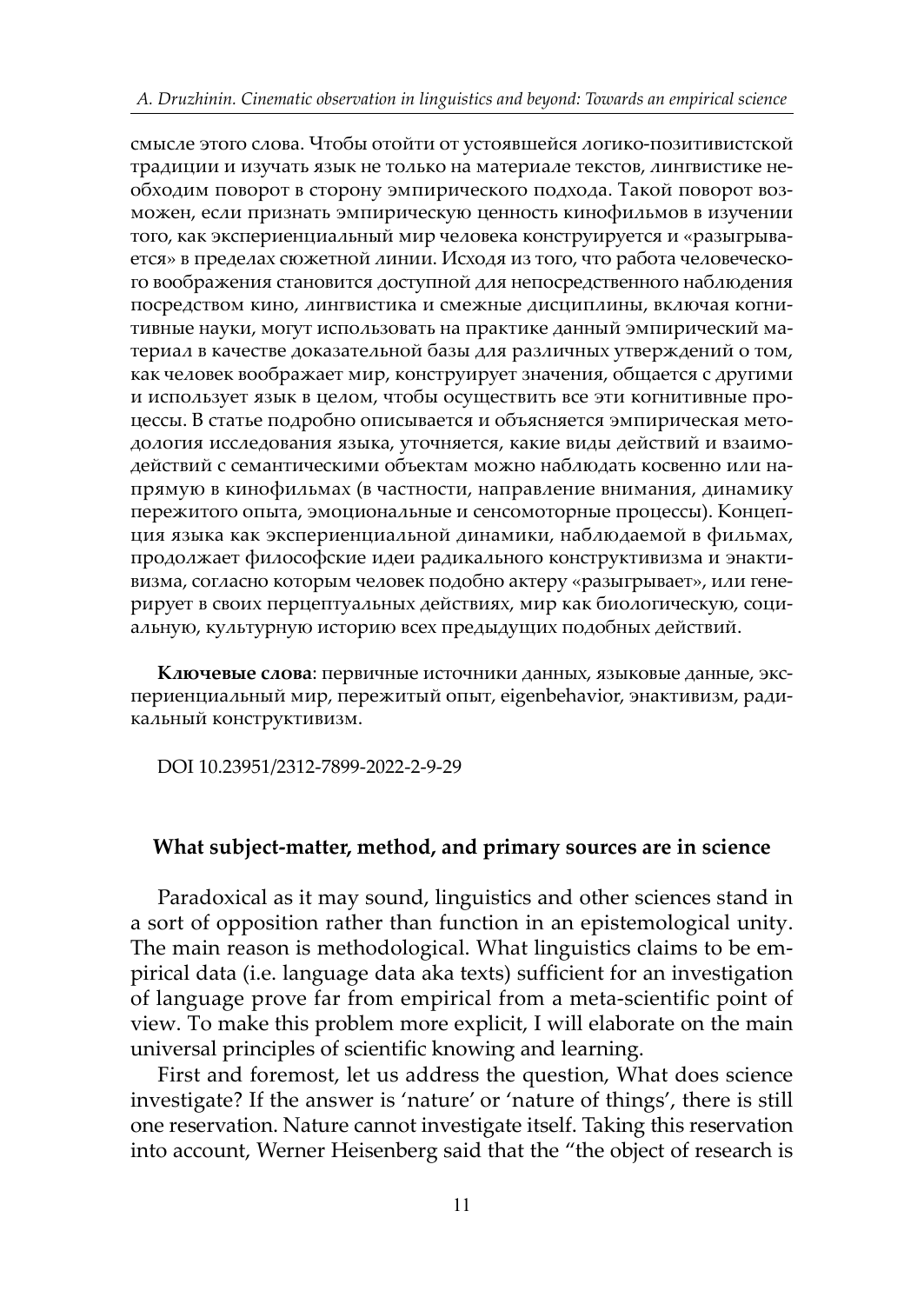смысле этого слова. Чтобы отойти от устоявшейся логико-позитивистской традиции и изучать язык не только на материале текстов, лингвистике необходим поворот в сторону эмпирического подхода. Такой поворот возможен, если признать эмпирическую ценность кинофильмов в изучении того, как экспериенциальный мир человека конструируется и «разыгрывается» в пределах сюжетной линии. Исходя из того, что работа человеческого воображения становится доступной для непосредственного наблюдения посредством кино, лингвистика и смежные дисциплины, включая когнитивные науки, могут использовать на практике данный эмпирический материал в качестве доказательной базы для различных утверждений о том, как человек воображает мир, конструирует значения, общается с другими и использует язык в целом, чтобы осуществить все эти когнитивные процессы. В статье подробно описывается и объясняется эмпирическая методология исследования языка, уточняется, какие виды действий и взаимодействий с семантическими объектам можно наблюдать косвенно или напрямую в кинофильмах (в частности, направление внимания, динамику пережитого опыта, эмоциональные и сенсомоторные процессы). Концепция языка как экспериенциальной динамики, наблюдаемой в фильмах, продолжает философские идеи радикального конструктивизма и энактивизма, согласно которым человек подобно актеру «разыгрывает», или генерирует в своих перцептуальных действиях, мир как биологическую, социальную, культурную историю всех предыдущих подобных действий.

**Ключевые слова**: первичные источники данных, языковые данные, экспериенциальный мир, пережитый опыт, eigenbehavior, энактивизм, радикальный конструктивизм.

DOI 10.23951/2312-7899-2022-2-9-29

## What subject-matter, method, and primary sources are in science

Paradoxical as it may sound, linguistics and other sciences stand in a sort of opposition rather than function in an epistemological unity. The main reason is methodological. What linguistics claims to be empirical data (i.e. language data aka texts) sufficient for an investigation of language prove far from empirical from a meta-scientific point of view. To make this problem more explicit, I will elaborate on the main universal principles of scientific knowing and learning.

First and foremost, let us address the question, What does science investigate? If the answer is 'nature' or 'nature of things', there is still one reservation. Nature cannot investigate itself. Taking this reservation into account, Werner Heisenberg said that the "the object of research is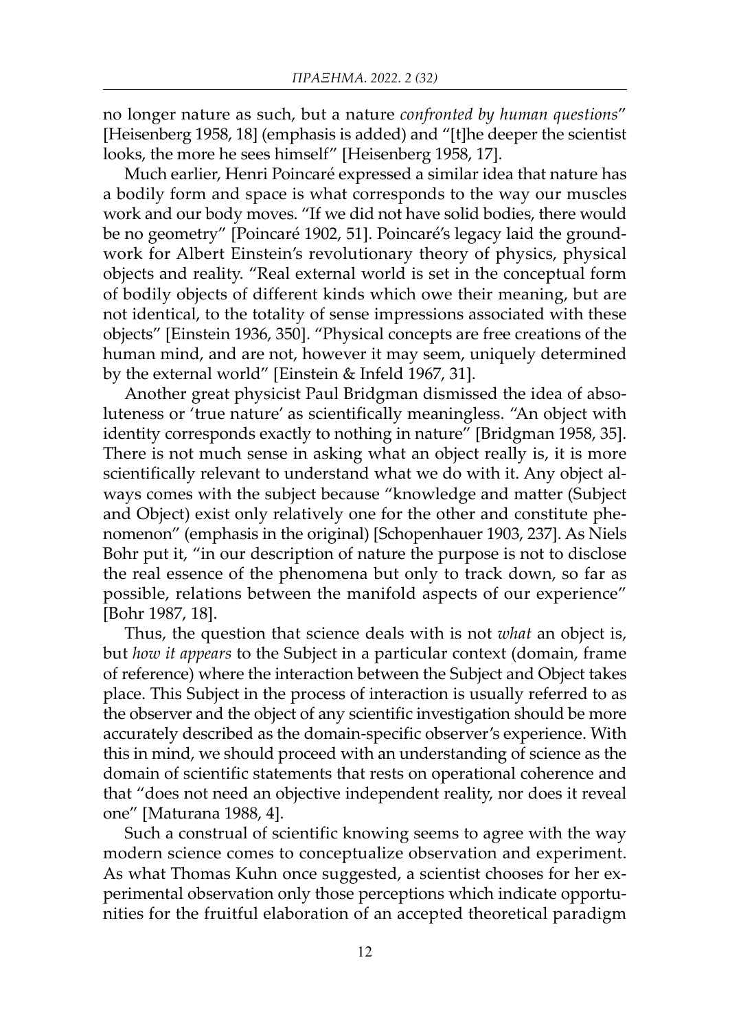no longer nature as such, but a nature *confronted by human questions*" [Heisenberg 1958, 18] (emphasis is added) and "[t]he deeper the scientist looks, the more he sees himself" [Heisenberg 1958, 17].

Much earlier, Henri Poincaré expressed a similar idea that nature has a bodily form and space is what corresponds to the way our muscles work and our body moves. "If we did not have solid bodies, there would be no geometry" [Poincaré 1902, 51]. Poincaré's legacy laid the groundwork for Albert Einstein's revolutionary theory of physics, physical objects and reality. "Real external world is set in the conceptual form of bodily objects of different kinds which owe their meaning, but are not identical, to the totality of sense impressions associated with these objects" [Einstein 1936, 350]. "Physical concepts are free creations of the human mind, and are not, however it may seem, uniquely determined by the external world" [Einstein & Infeld 1967, 31].

Another great physicist Paul Bridgman dismissed the idea of absoluteness or 'true nature' as scientifically meaningless. "An object with identity corresponds exactly to nothing in nature" [Bridgman 1958, 35]. There is not much sense in asking what an object really is, it is more scientifically relevant to understand what we do with it. Any object always comes with the subject because "knowledge and matter (Subject and Object) exist only relatively one for the other and constitute phenomenon" (emphasis in the original) [Schopenhauer 1903, 237]. As Niels Bohr put it, "in our description of nature the purpose is not to disclose the real essence of the phenomena but only to track down, so far as possible, relations between the manifold aspects of our experience" [Bohr 1987, 18].

Thus, the question that science deals with is not *what* an object is, but *how it appears* to the Subject in a particular context (domain, frame of reference) where the interaction between the Subject and Object takes place. This Subject in the process of interaction is usually referred to as the observer and the object of any scientific investigation should be more accurately described as the domain-specific observer's experience. With this in mind, we should proceed with an understanding of science as the domain of scientific statements that rests on operational coherence and that "does not need an objective independent reality, nor does it reveal one" [Maturana 1988, 4].

Such a construal of scientific knowing seems to agree with the way modern science comes to conceptualize observation and experiment. As what Thomas Kuhn once suggested, a scientist chooses for her experimental observation only those perceptions which indicate opportunities for the fruitful elaboration of an accepted theoretical paradigm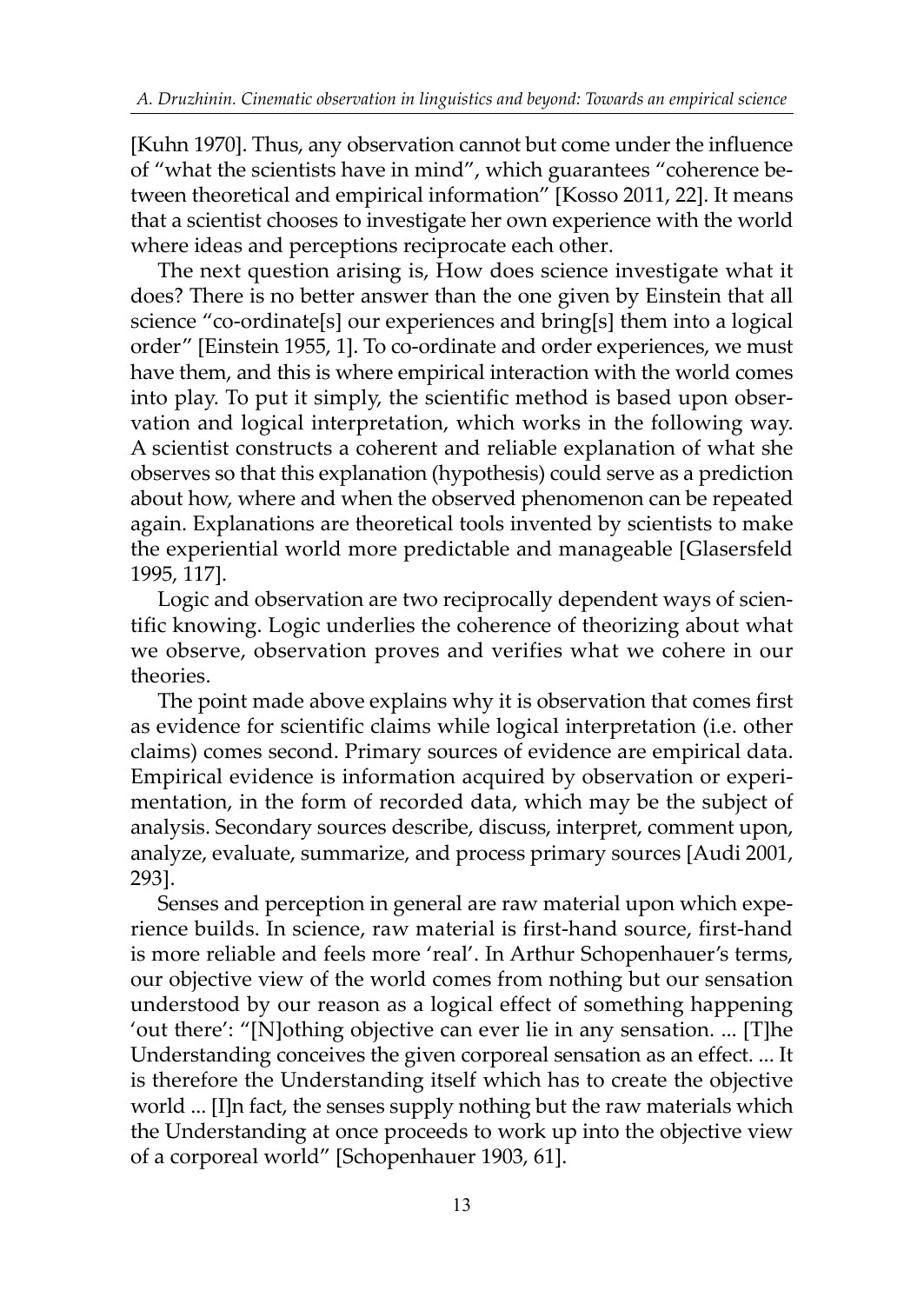[Kuhn 1970]. Thus, any observation cannot but come under the influence of "what the scientists have in mind", which guarantees "coherence between theoretical and empirical information" [Kosso 2011, 22]. It means that a scientist chooses to investigate her own experience with the world where ideas and perceptions reciprocate each other.

The next question arising is, How does science investigate what it does? There is no better answer than the one given by Einstein that all science "co-ordinate[s] our experiences and bring[s] them into a logical order" [Einstein 1955, 1]. To co-ordinate and order experiences, we must have them, and this is where empirical interaction with the world comes into play. To put it simply, the scientific method is based upon observation and logical interpretation, which works in the following way. A scientist constructs a coherent and reliable explanation of what she observes so that this explanation (hypothesis) could serve as a prediction about how, where and when the observed phenomenon can be repeated again. Explanations are theoretical tools invented by scientists to make the experiential world more predictable and manageable [Glasersfeld 1995, 117].

Logic and observation are two reciprocally dependent ways of scientific knowing. Logic underlies the coherence of theorizing about what we observe, observation proves and verifies what we cohere in our theories.

The point made above explains why it is observation that comes first as evidence for scientific claims while logical interpretation (i.e. other claims) comes second. Primary sources of evidence are empirical data. Empirical evidence is information acquired by observation or experimentation, in the form of recorded data, which may be the subject of analysis. Secondary sources describe, discuss, interpret, comment upon, analyze, evaluate, summarize, and process primary sources [Audi 2001, 293].

Senses and perception in general are raw material upon which experience builds. In science, raw material is first-hand source, first-hand is more reliable and feels more 'real'. In Arthur Schopenhauer's terms, our objective view of the world comes from nothing but our sensation understood by our reason as a logical effect of something happening 'out there': "[N]othing objective can ever lie in any sensation. ... [T]he Understanding conceives the given corporeal sensation as an effect. ... It is therefore the Understanding itself which has to create the objective world ... [I]n fact, the senses supply nothing but the raw materials which the Understanding at once proceeds to work up into the objective view of a corporeal world" [Schopenhauer 1903, 61].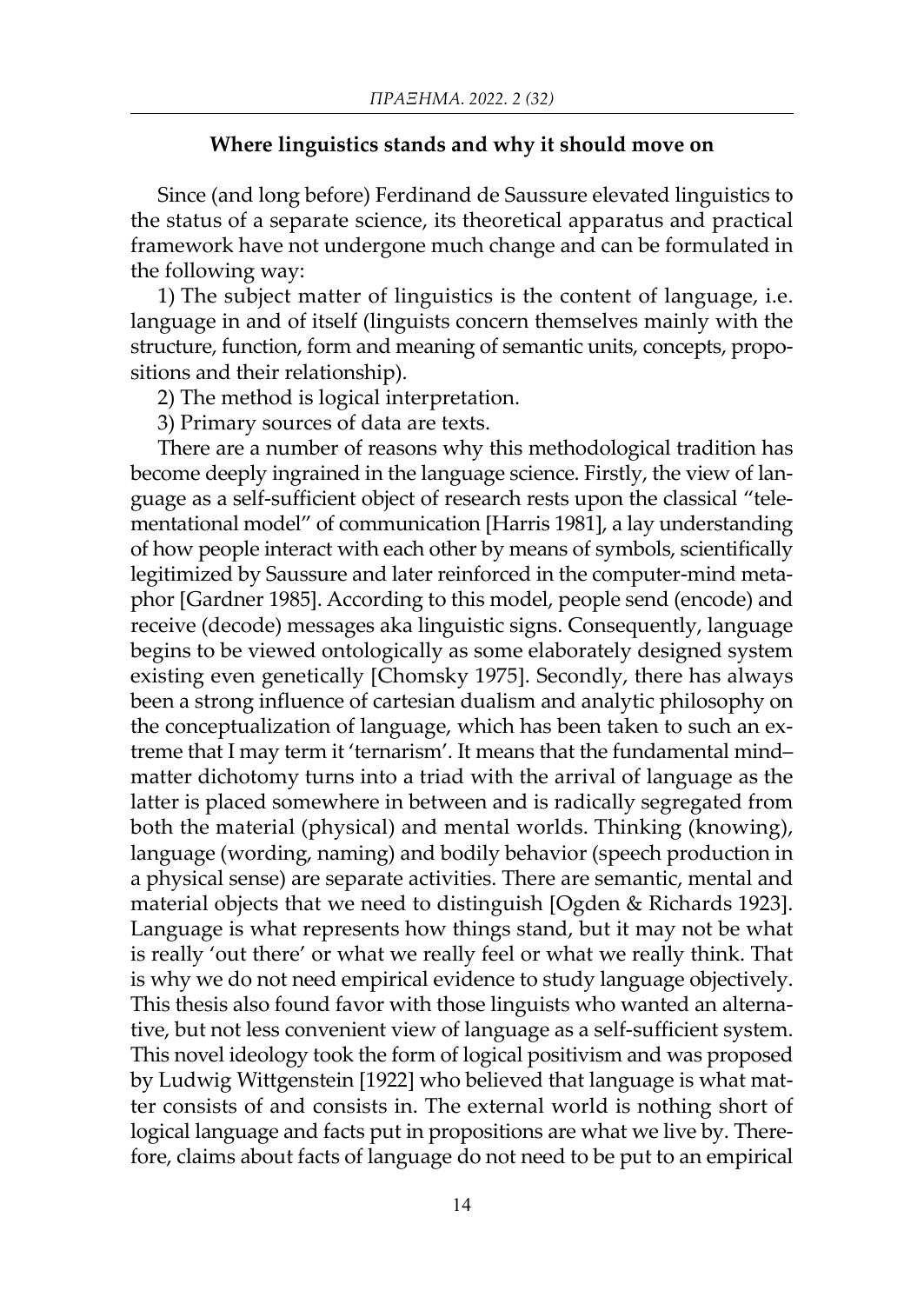### Where linguistics stands and why it should move on

Since (and long before) Ferdinand de Saussure elevated linguistics to the status of a separate science, its theoretical apparatus and practical framework have not undergone much change and can be formulated in the following way:

1) The subject matter of linguistics is the content of language, i.e. language in and of itself (linguists concern themselves mainly with the structure, function, form and meaning of semantic units, concepts, propositions and their relationship).

2) The method is logical interpretation.

3) Primary sources of data are texts.

There are a number of reasons why this methodological tradition has become deeply ingrained in the language science. Firstly, the view of language as a self-sufficient object of research rests upon the classical "telementational model" of communication [Harris 1981], a lay understanding of how people interact with each other by means of symbols, scientifically legitimized by Saussure and later reinforced in the computer-mind metaphor [Gardner 1985]. According to this model, people send (encode) and receive (decode) messages aka linguistic signs. Consequently, language begins to be viewed ontologically as some elaborately designed system existing even genetically [Chomsky 1975]. Secondly, there has always been a strong influence of cartesian dualism and analytic philosophy on the conceptualization of language, which has been taken to such an extreme that I may term it 'ternarism'. It means that the fundamental mind–matter dichotomy turns into a triad with the arrival of language as the latter is placed somewhere in between and is radically segregated from both the material (physical) and mental worlds. Thinking (knowing), language (wording, naming) and bodily behavior (speech production in a physical sense) are separate activities. There are semantic, mental and material objects that we need to distinguish [Ogden & Richards 1923]. Language is what represents how things stand, but it may not be what is really 'out there' or what we really feel or what we really think. That is why we do not need empirical evidence to study language objectively. This thesis also found favor with those linguists who wanted an alternative, but not less convenient view of language as a self-sufficient system. This novel ideology took the form of logical positivism and was proposed by Ludwig Wittgenstein [1922] who believed that language is what matter consists of and consists in. The external world is nothing short of logical language and facts put in propositions are what we live by. Therefore, claims about facts of language do not need to be put to an empirical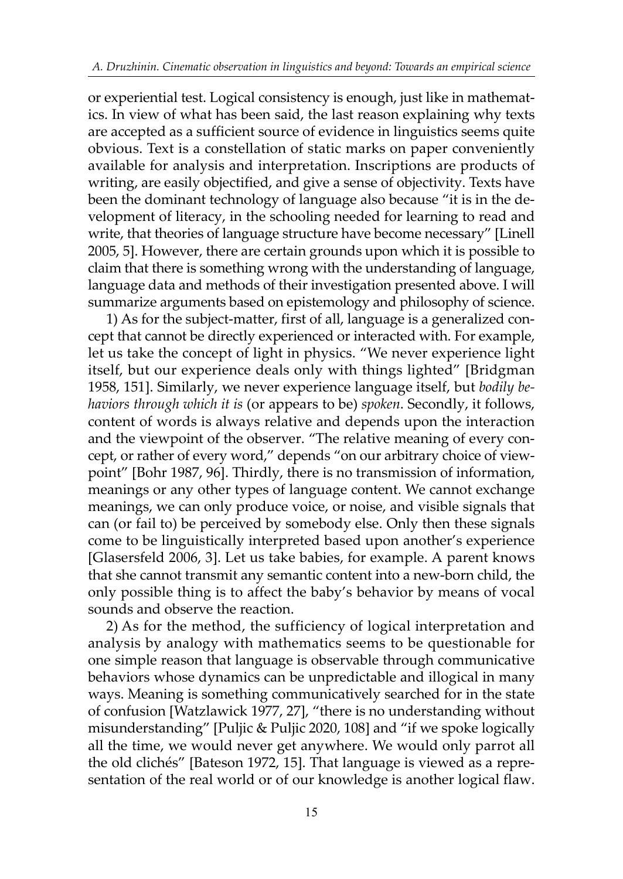or experiential test. Logical consistency is enough, just like in mathematics. In view of what has been said, the last reason explaining why texts are accepted as a sufficient source of evidence in linguistics seems quite obvious. Text is a constellation of static marks on paper conveniently available for analysis and interpretation. Inscriptions are products of writing, are easily objectified, and give a sense of objectivity. Texts have been the dominant technology of language also because "it is in the development of literacy, in the schooling needed for learning to read and write, that theories of language structure have become necessary" [Linell 2005, 5]. However, there are certain grounds upon which it is possible to claim that there is something wrong with the understanding of language, language data and methods of their investigation presented above. I will summarize arguments based on epistemology and philosophy of science.

1) As for the subject-matter, first of all, language is a generalized concept that cannot be directly experienced or interacted with. For example, let us take the concept of light in physics. "We never experience light itself, but our experience deals only with things lighted" [Bridgman 1958, 151]. Similarly, we never experience language itself, but *bodily behaviors through which it is* (or appears to be) *spoken*. Secondly, it follows, content of words is always relative and depends upon the interaction and the viewpoint of the observer. "The relative meaning of every concept, or rather of every word," depends "on our arbitrary choice of viewpoint" [Bohr 1987, 96]. Thirdly, there is no transmission of information, meanings or any other types of language content. We cannot exchange meanings, we can only produce voice, or noise, and visible signals that can (or fail to) be perceived by somebody else. Only then these signals come to be linguistically interpreted based upon another's experience [Glasersfeld 2006, 3]. Let us take babies, for example. A parent knows that she cannot transmit any semantic content into a new-born child, the only possible thing is to affect the baby's behavior by means of vocal sounds and observe the reaction.

2) As for the method, the sufficiency of logical interpretation and analysis by analogy with mathematics seems to be questionable for one simple reason that language is observable through communicative behaviors whose dynamics can be unpredictable and illogical in many ways. Meaning is something communicatively searched for in the state of confusion [Watzlawick 1977, 27], "there is no understanding without misunderstanding" [Puljic & Puljic 2020, 108] and "if we spoke logically all the time, we would never get anywhere. We would only parrot all the old clichés" [Bateson 1972, 15]. That language is viewed as a representation of the real world or of our knowledge is another logical flaw.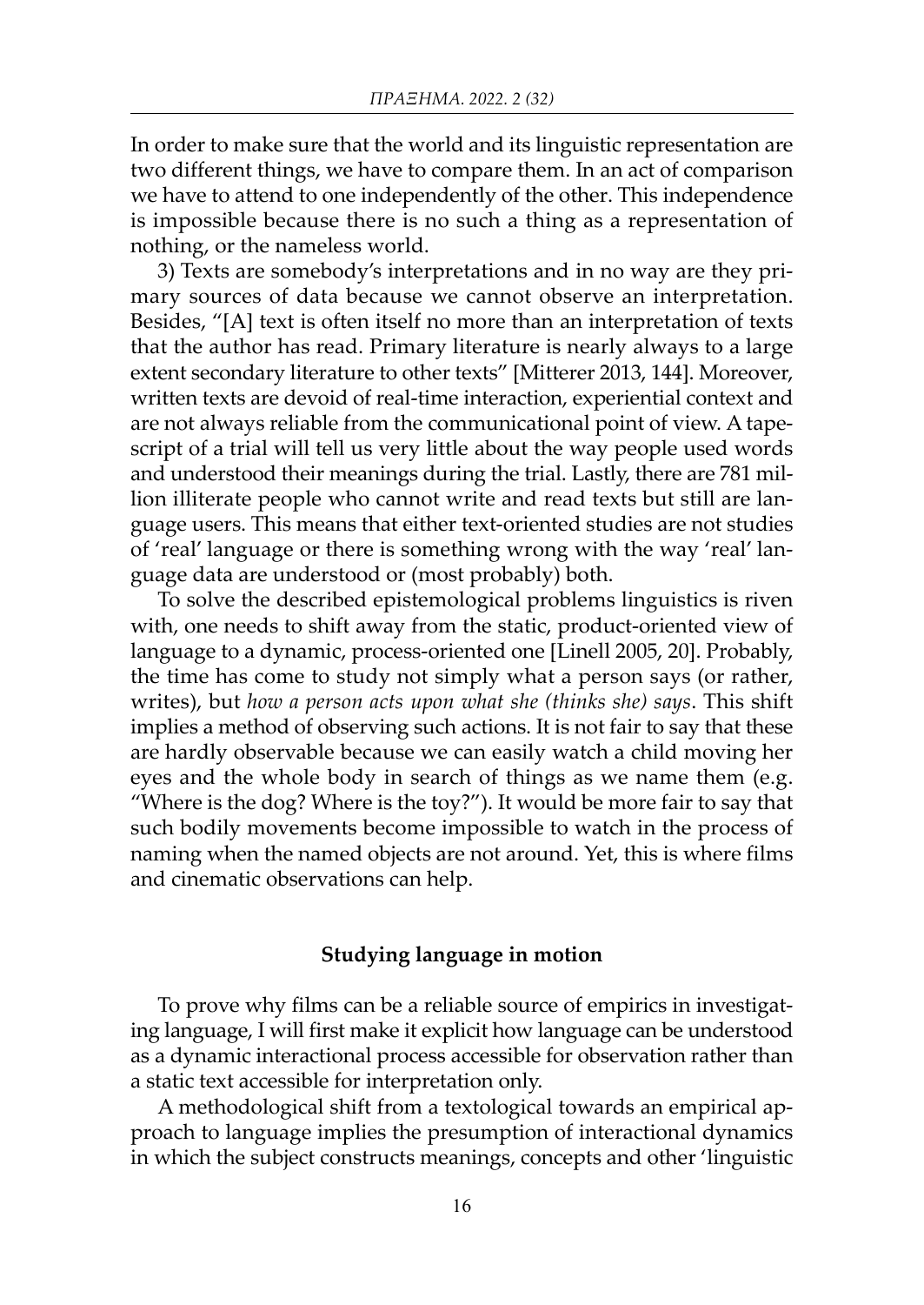In order to make sure that the world and its linguistic representation are two different things, we have to compare them. In an act of comparison we have to attend to one independently of the other. This independence is impossible because there is no such a thing as a representation of nothing, or the nameless world.

3) Texts are somebody's interpretations and in no way are they primary sources of data because we cannot observe an interpretation. Besides, "[A] text is often itself no more than an interpretation of texts that the author has read. Primary literature is nearly always to a large extent secondary literature to other texts" [Mitterer 2013, 144]. Moreover, written texts are devoid of real-time interaction, experiential context and are not always reliable from the communicational point of view. A tapescript of a trial will tell us very little about the way people used words and understood their meanings during the trial. Lastly, there are 781 million illiterate people who cannot write and read texts but still are language users. This means that either text-oriented studies are not studies of 'real' language or there is something wrong with the way 'real' language data are understood or (most probably) both.

To solve the described epistemological problems linguistics is riven with, one needs to shift away from the static, product-oriented view of language to a dynamic, process-oriented one [Linell 2005, 20]. Probably, the time has come to study not simply what a person says (or rather, writes), but *how a person acts upon what she (thinks she) says*. This shift implies a method of observing such actions. It is not fair to say that these are hardly observable because we can easily watch a child moving her eyes and the whole body in search of things as we name them (e.g. "Where is the dog? Where is the toy?"). It would be more fair to say that such bodily movements become impossible to watch in the process of naming when the named objects are not around. Yet, this is where films and cinematic observations can help.

## Studying language in motion

To prove why films can be a reliable source of empirics in investigating language, I will first make it explicit how language can be understood as a dynamic interactional process accessible for observation rather than a static text accessible for interpretation only.

A methodological shift from a textological towards an empirical approach to language implies the presumption of interactional dynamics in which the subject constructs meanings, concepts and other 'linguistic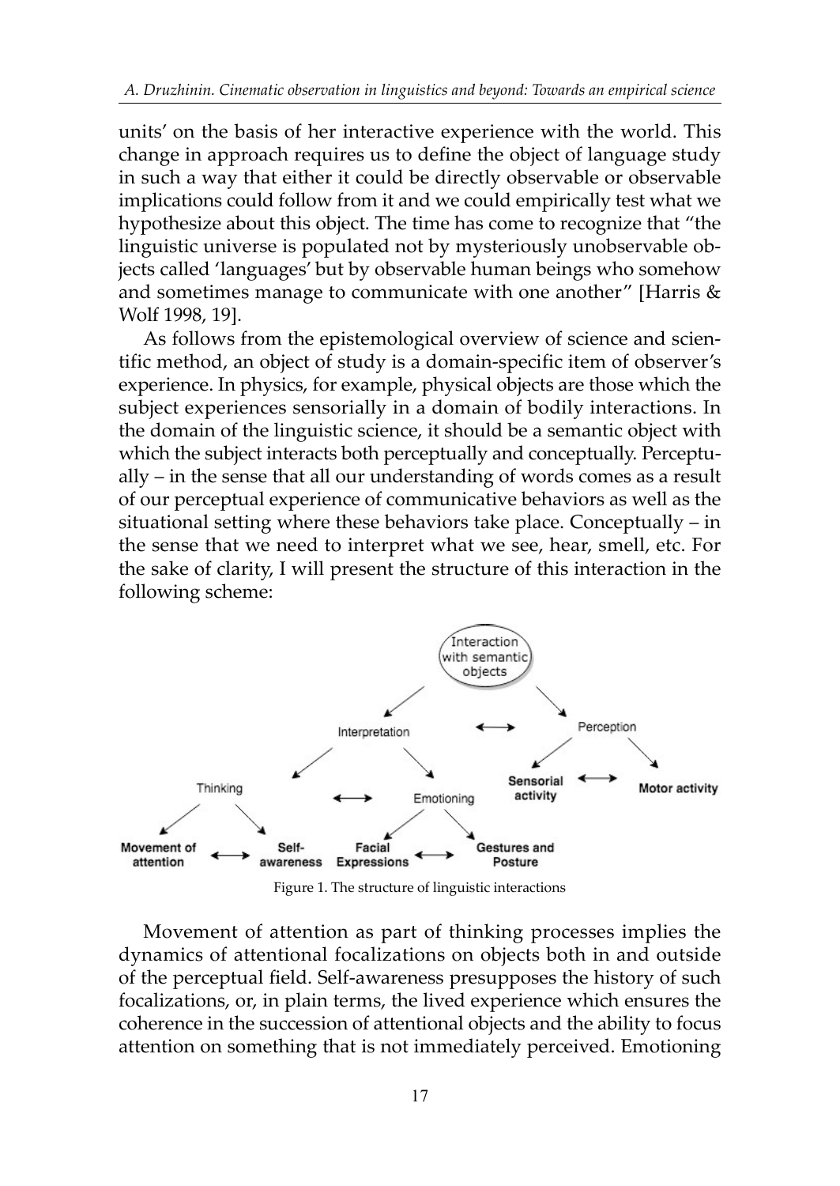units' on the basis of her interactive experience with the world. This change in approach requires us to define the object of language study in such a way that either it could be directly observable or observable implications could follow from it and we could empirically test what we hypothesize about this object. The time has come to recognize that "the linguistic universe is populated not by mysteriously unobservable objects called 'languages' but by observable human beings who somehow and sometimes manage to communicate with one another" [Harris & Wolf 1998, 19].

As follows from the epistemological overview of science and scientific method, an object of study is a domain-specific item of observer's experience. In physics, for example, physical objects are those which the subject experiences sensorially in a domain of bodily interactions. In the domain of the linguistic science, it should be a semantic object with which the subject interacts both perceptually and conceptually. Perceptually – in the sense that all our understanding of words comes as a result of our perceptual experience of communicative behaviors as well as the situational setting where these behaviors take place. Conceptually – in the sense that we need to interpret what we see, hear, smell, etc. For the sake of clarity, I will present the structure of this interaction in the following scheme:

Figure 1. The structure of linguistic interactions

Movement of attention as part of thinking processes implies the dynamics of attentional focalizations on objects both in and outside of the perceptual field. Self-awareness presupposes the history of such focalizations, or, in plain terms, the lived experience which ensures the coherence in the succession of attentional objects and the ability to focus attention on something that is not immediately perceived. Emotioning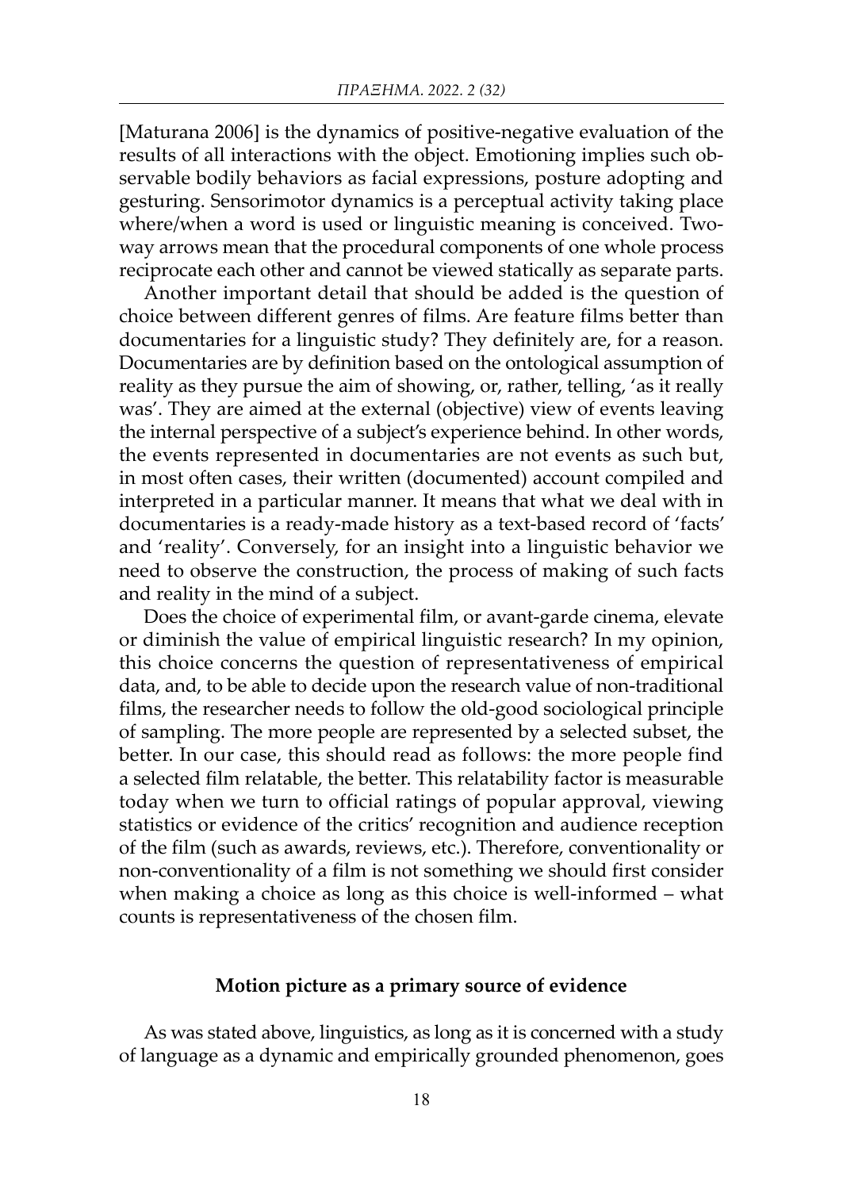[Maturana 2006] is the dynamics of positive-negative evaluation of the results of all interactions with the object. Emotioning implies such observable bodily behaviors as facial expressions, posture adopting and gesturing. Sensorimotor dynamics is a perceptual activity taking place where/when a word is used or linguistic meaning is conceived. Two-way arrows mean that the procedural components of one whole process reciprocate each other and cannot be viewed statically as separate parts.

Another important detail that should be added is the question of choice between different genres of films. Are feature films better than documentaries for a linguistic study? They definitely are, for a reason. Documentaries are by definition based on the ontological assumption of reality as they pursue the aim of showing, or, rather, telling, 'as it really was'. They are aimed at the external (objective) view of events leaving the internal perspective of a subject's experience behind. In other words, the events represented in documentaries are not events as such but, in most often cases, their written (documented) account compiled and interpreted in a particular manner. It means that what we deal with in documentaries is a ready-made history as a text-based record of 'facts' and 'reality'. Conversely, for an insight into a linguistic behavior we need to observe the construction, the process of making of such facts and reality in the mind of a subject.

Does the choice of experimental film, or avant-garde cinema, elevate or diminish the value of empirical linguistic research? In my opinion, this choice concerns the question of representativeness of empirical data, and, to be able to decide upon the research value of non-traditional films, the researcher needs to follow the old-good sociological principle of sampling. The more people are represented by a selected subset, the better. In our case, this should read as follows: the more people find a selected film relatable, the better. This relatability factor is measurable today when we turn to official ratings of popular approval, viewing statistics or evidence of the critics' recognition and audience reception of the film (such as awards, reviews, etc.). Therefore, conventionality or non-conventionality of a film is not something we should first consider when making a choice as long as this choice is well-informed – what counts is representativeness of the chosen film.

## Motion picture as a primary source of evidence

As was stated above, linguistics, as long as it is concerned with a study of language as a dynamic and empirically grounded phenomenon, goes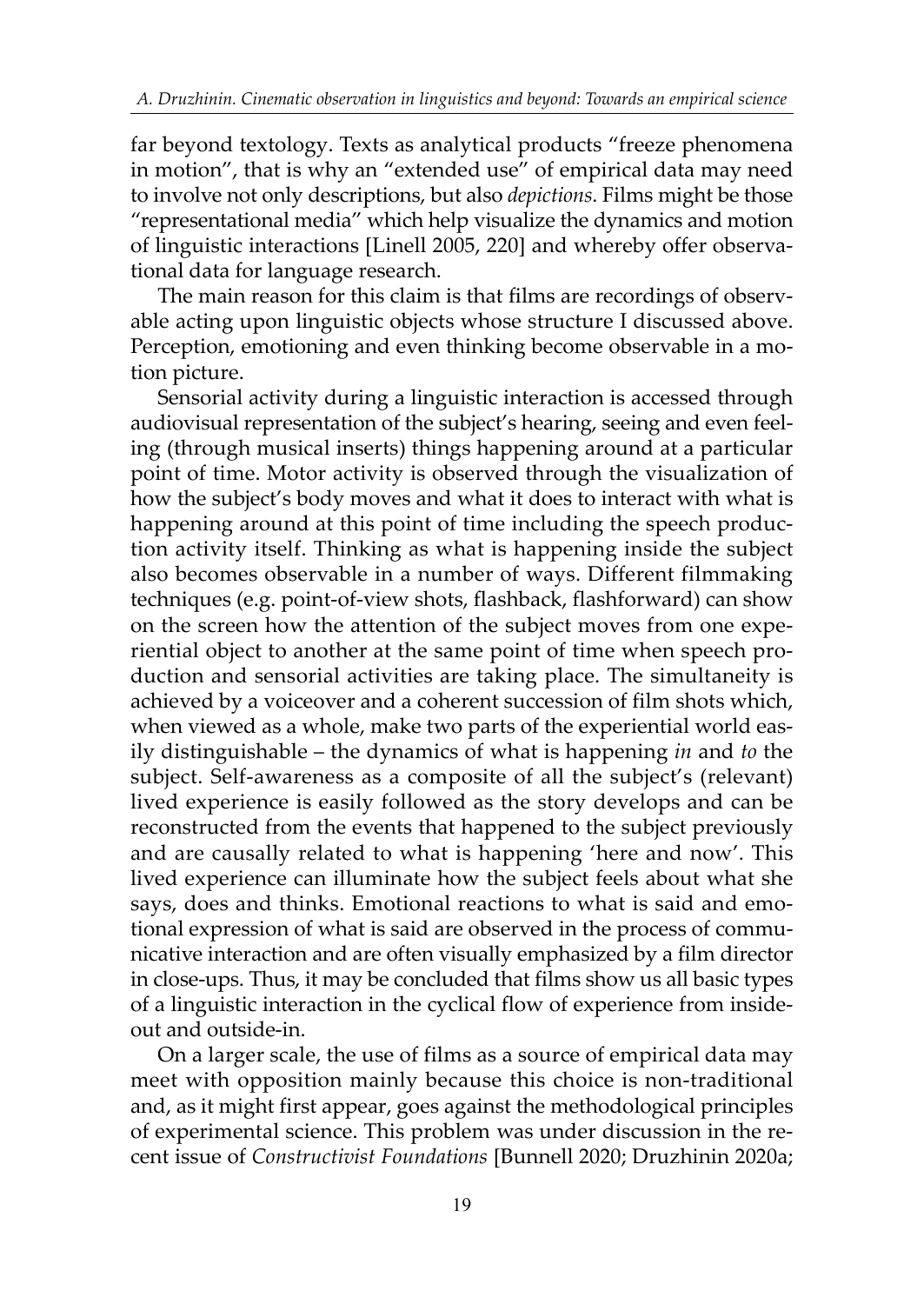far beyond textology. Texts as analytical products "freeze phenomena in motion", that is why an "extended use" of empirical data may need to involve not only descriptions, but also *depictions*. Films might be those "representational media" which help visualize the dynamics and motion of linguistic interactions [Linell 2005, 220] and whereby offer observational data for language research.

The main reason for this claim is that films are recordings of observable acting upon linguistic objects whose structure I discussed above. Perception, emotioning and even thinking become observable in a motion picture.

Sensorial activity during a linguistic interaction is accessed through audiovisual representation of the subject's hearing, seeing and even feeling (through musical inserts) things happening around at a particular point of time. Motor activity is observed through the visualization of how the subject's body moves and what it does to interact with what is happening around at this point of time including the speech production activity itself. Thinking as what is happening inside the subject also becomes observable in a number of ways. Different filmmaking techniques (e.g. point-of-view shots, flashback, flashforward) can show on the screen how the attention of the subject moves from one experiential object to another at the same point of time when speech production and sensorial activities are taking place. The simultaneity is achieved by a voiceover and a coherent succession of film shots which, when viewed as a whole, make two parts of the experiential world easily distinguishable – the dynamics of what is happening *in* and *to* the subject. Self-awareness as a composite of all the subject's (relevant) lived experience is easily followed as the story develops and can be reconstructed from the events that happened to the subject previously and are causally related to what is happening 'here and now'. This lived experience can illuminate how the subject feels about what she says, does and thinks. Emotional reactions to what is said and emotional expression of what is said are observed in the process of communicative interaction and are often visually emphasized by a film director in close-ups. Thus, it may be concluded that films show us all basic types of a linguistic interaction in the cyclical flow of experience from inside-out and outside-in.

On a larger scale, the use of films as a source of empirical data may meet with opposition mainly because this choice is non-traditional and, as it might first appear, goes against the methodological principles of experimental science. This problem was under discussion in the recent issue of *Constructivist Foundations* [Bunnell 2020; Druzhinin 2020a;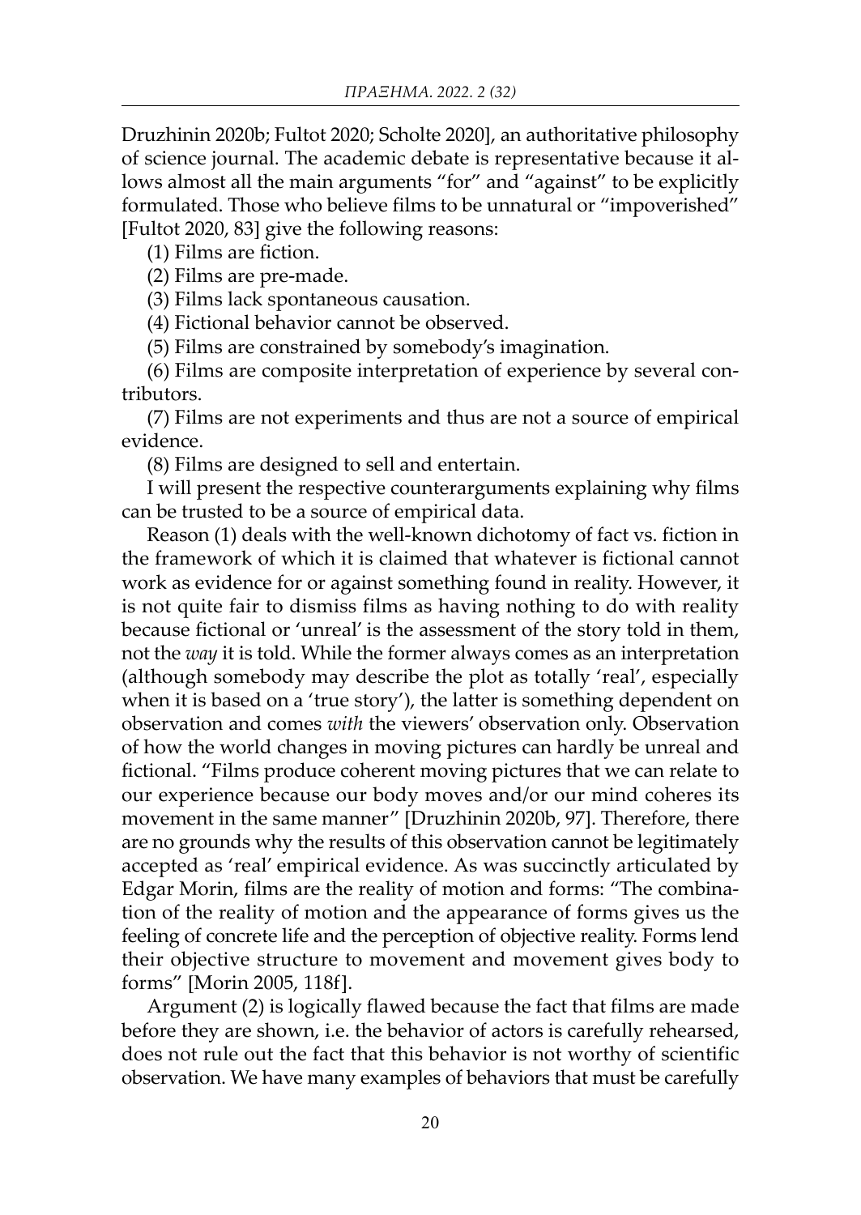Druzhinin 2020b; Fultot 2020; Scholte 2020], an authoritative philosophy of science journal. The academic debate is representative because it allows almost all the main arguments "for" and "against" to be explicitly formulated. Those who believe films to be unnatural or "impoverished" [Fultot 2020, 83] give the following reasons:

(1) Films are fiction.

(2) Films are pre-made.

(3) Films lack spontaneous causation.

(4) Fictional behavior cannot be observed.

(5) Films are constrained by somebody's imagination.

(6) Films are composite interpretation of experience by several contributors.

(7) Films are not experiments and thus are not a source of empirical evidence.

(8) Films are designed to sell and entertain.

I will present the respective counterarguments explaining why films can be trusted to be a source of empirical data.

Reason (1) deals with the well-known dichotomy of fact vs. fiction in the framework of which it is claimed that whatever is fictional cannot work as evidence for or against something found in reality. However, it is not quite fair to dismiss films as having nothing to do with reality because fictional or 'unreal' is the assessment of the story told in them, not the *way* it is told. While the former always comes as an interpretation (although somebody may describe the plot as totally 'real', especially when it is based on a 'true story'), the latter is something dependent on observation and comes *with* the viewers' observation only. Observation of how the world changes in moving pictures can hardly be unreal and fictional. "Films produce coherent moving pictures that we can relate to our experience because our body moves and/or our mind coheres its movement in the same manner" [Druzhinin 2020b, 97]. Therefore, there are no grounds why the results of this observation cannot be legitimately accepted as 'real' empirical evidence. As was succinctly articulated by Edgar Morin, films are the reality of motion and forms: "The combination of the reality of motion and the appearance of forms gives us the feeling of concrete life and the perception of objective reality. Forms lend their objective structure to movement and movement gives body to forms" [Morin 2005, 118f].

Argument (2) is logically flawed because the fact that films are made before they are shown, i.e. the behavior of actors is carefully rehearsed, does not rule out the fact that this behavior is not worthy of scientific observation. We have many examples of behaviors that must be carefully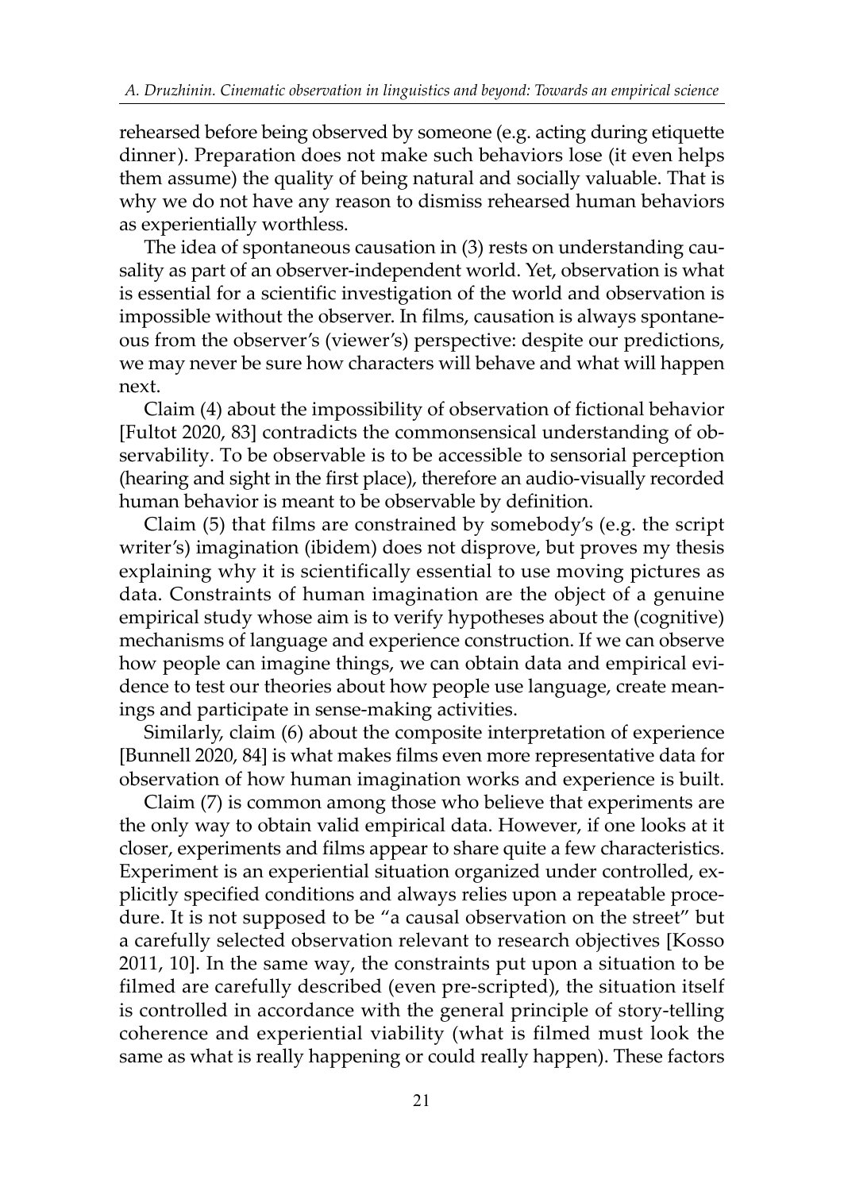rehearsed before being observed by someone (e.g. acting during etiquette dinner). Preparation does not make such behaviors lose (it even helps them assume) the quality of being natural and socially valuable. That is why we do not have any reason to dismiss rehearsed human behaviors as experientially worthless.

The idea of spontaneous causation in (3) rests on understanding causality as part of an observer-independent world. Yet, observation is what is essential for a scientific investigation of the world and observation is impossible without the observer. In films, causation is always spontaneous from the observer's (viewer's) perspective: despite our predictions, we may never be sure how characters will behave and what will happen next.

Claim (4) about the impossibility of observation of fictional behavior [Fultot 2020, 83] contradicts the commonsensical understanding of observability. To be observable is to be accessible to sensorial perception (hearing and sight in the first place), therefore an audio-visually recorded human behavior is meant to be observable by definition.

Claim (5) that films are constrained by somebody's (e.g. the script writer's) imagination (ibidem) does not disprove, but proves my thesis explaining why it is scientifically essential to use moving pictures as data. Constraints of human imagination are the object of a genuine empirical study whose aim is to verify hypotheses about the (cognitive) mechanisms of language and experience construction. If we can observe how people can imagine things, we can obtain data and empirical evidence to test our theories about how people use language, create meanings and participate in sense-making activities.

Similarly, claim (6) about the composite interpretation of experience [Bunnell 2020, 84] is what makes films even more representative data for observation of how human imagination works and experience is built.

Claim (7) is common among those who believe that experiments are the only way to obtain valid empirical data. However, if one looks at it closer, experiments and films appear to share quite a few characteristics. Experiment is an experiential situation organized under controlled, explicitly specified conditions and always relies upon a repeatable procedure. It is not supposed to be "a causal observation on the street" but a carefully selected observation relevant to research objectives [Kosso 2011, 10]. In the same way, the constraints put upon a situation to be filmed are carefully described (even pre-scripted), the situation itself is controlled in accordance with the general principle of story-telling coherence and experiential viability (what is filmed must look the same as what is really happening or could really happen). These factors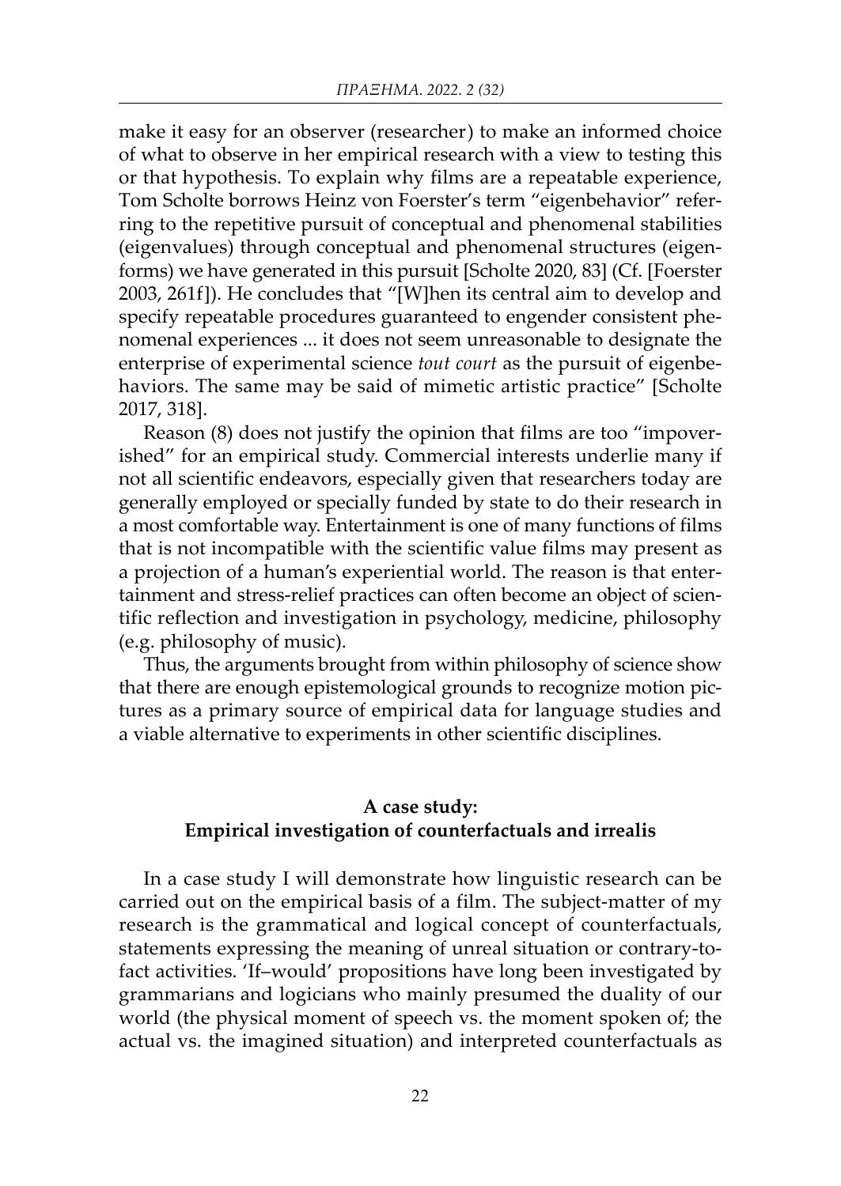make it easy for an observer (researcher) to make an informed choice of what to observe in her empirical research with a view to testing this or that hypothesis. To explain why films are a repeatable experience, Tom Scholte borrows Heinz von Foerster's term "eigenbehavior" referring to the repetitive pursuit of conceptual and phenomenal stabilities (eigenvalues) through conceptual and phenomenal structures (eigenforms) we have generated in this pursuit [Scholte 2020, 83] (Cf. [Foerster 2003, 261f]). He concludes that "[W]hen its central aim to develop and specify repeatable procedures guaranteed to engender consistent phenomenal experiences ... it does not seem unreasonable to designate the enterprise of experimental science *tout court* as the pursuit of eigenbehaviors. The same may be said of mimetic artistic practice" [Scholte 2017, 318].

Reason (8) does not justify the opinion that films are too "impoverished" for an empirical study. Commercial interests underlie many if not all scientific endeavors, especially given that researchers today are generally employed or specially funded by state to do their research in a most comfortable way. Entertainment is one of many functions of films that is not incompatible with the scientific value films may present as a projection of a human's experiential world. The reason is that entertainment and stress-relief practices can often become an object of scientific reflection and investigation in psychology, medicine, philosophy (e.g. philosophy of music).

Thus, the arguments brought from within philosophy of science show that there are enough epistemological grounds to recognize motion pictures as a primary source of empirical data for language studies and a viable alternative to experiments in other scientific disciplines.

## A case study: Empirical investigation of counterfactuals and irrealis

In a case study I will demonstrate how linguistic research can be carried out on the empirical basis of a film. The subject-matter of my research is the grammatical and logical concept of counterfactuals, statements expressing the meaning of unreal situation or contrary-to-fact activities. 'If–would' propositions have long been investigated by grammarians and logicians who mainly presumed the duality of our world (the physical moment of speech vs. the moment spoken of; the actual vs. the imagined situation) and interpreted counterfactuals as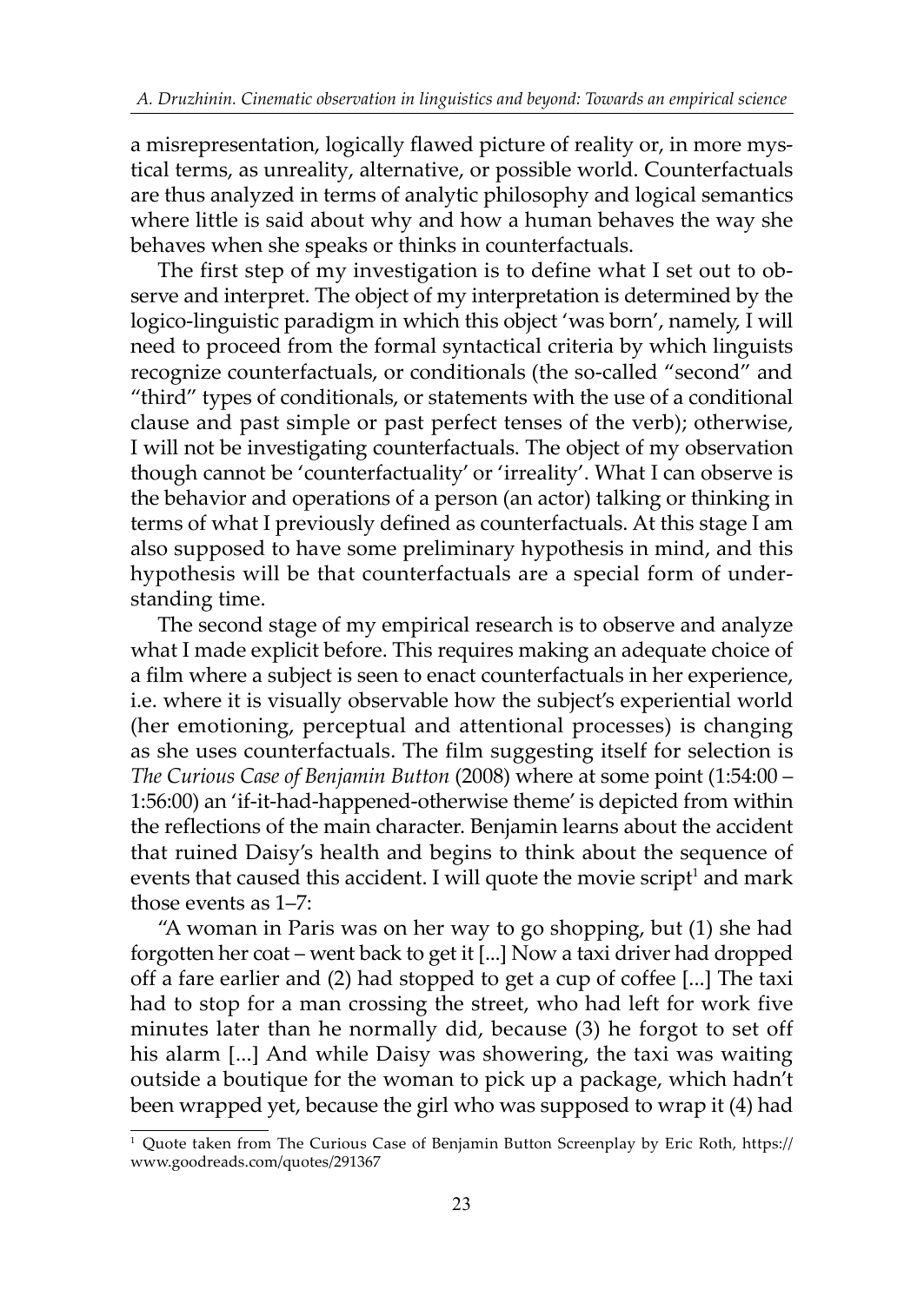a misrepresentation, logically flawed picture of reality or, in more mystical terms, as unreality, alternative, or possible world. Counterfactuals are thus analyzed in terms of analytic philosophy and logical semantics where little is said about why and how a human behaves the way she behaves when she speaks or thinks in counterfactuals.

The first step of my investigation is to define what I set out to observe and interpret. The object of my interpretation is determined by the logico-linguistic paradigm in which this object 'was born', namely, I will need to proceed from the formal syntactical criteria by which linguists recognize counterfactuals, or conditionals (the so-called "second" and "third" types of conditionals, or statements with the use of a conditional clause and past simple or past perfect tenses of the verb); otherwise, I will not be investigating counterfactuals. The object of my observation though cannot be 'counterfactuality' or 'irreality'. What I can observe is the behavior and operations of a person (an actor) talking or thinking in terms of what I previously defined as counterfactuals. At this stage I am also supposed to have some preliminary hypothesis in mind, and this hypothesis will be that counterfactuals are a special form of understanding time.

The second stage of my empirical research is to observe and analyze what I made explicit before. This requires making an adequate choice of a film where a subject is seen to enact counterfactuals in her experience, i.e. where it is visually observable how the subject's experiential world (her emotioning, perceptual and attentional processes) is changing as she uses counterfactuals. The film suggesting itself for selection is *The Curious Case of Benjamin Button* (2008) where at some point (1:54:00 – 1:56:00) an 'if-it-had-happened-otherwise theme' is depicted from within the reflections of the main character. Benjamin learns about the accident that ruined Daisy's health and begins to think about the sequence of events that caused this accident. I will quote the movie script[1] and mark those events as 1–7:

"A woman in Paris was on her way to go shopping, but (1) she had forgotten her coat – went back to get it [...] Now a taxi driver had dropped off a fare earlier and (2) had stopped to get a cup of coffee [...] The taxi had to stop for a man crossing the street, who had left for work five minutes later than he normally did, because (3) he forgot to set off his alarm [...] And while Daisy was showering, the taxi was waiting outside a boutique for the woman to pick up a package, which hadn't been wrapped yet, because the girl who was supposed to wrap it (4) had

[1] Quote taken from The Curious Case of Benjamin Button Screenplay by Eric Roth, https://www.goodreads.com/quotes/291367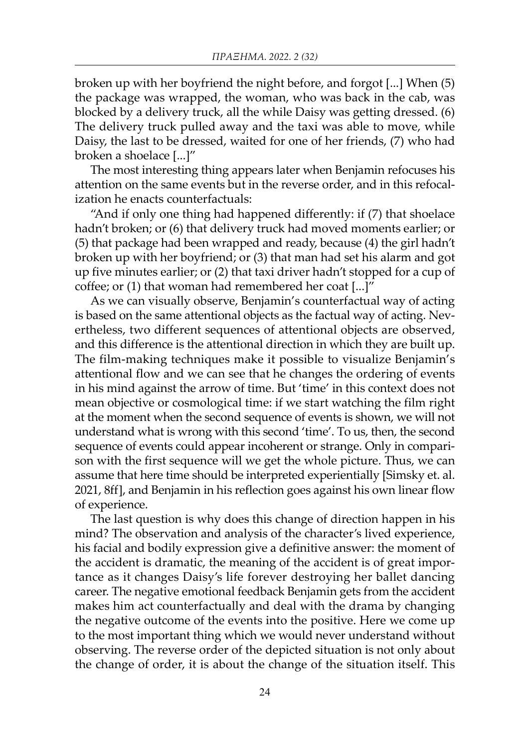broken up with her boyfriend the night before, and forgot [...] When (5) the package was wrapped, the woman, who was back in the cab, was blocked by a delivery truck, all the while Daisy was getting dressed. (6) The delivery truck pulled away and the taxi was able to move, while Daisy, the last to be dressed, waited for one of her friends, (7) who had broken a shoelace [...]"

The most interesting thing appears later when Benjamin refocuses his attention on the same events but in the reverse order, and in this refocalization he enacts counterfactuals:

"And if only one thing had happened differently: if (7) that shoelace hadn't broken; or (6) that delivery truck had moved moments earlier; or (5) that package had been wrapped and ready, because (4) the girl hadn't broken up with her boyfriend; or (3) that man had set his alarm and got up five minutes earlier; or (2) that taxi driver hadn't stopped for a cup of coffee; or (1) that woman had remembered her coat [...]"

As we can visually observe, Benjamin's counterfactual way of acting is based on the same attentional objects as the factual way of acting. Nevertheless, two different sequences of attentional objects are observed, and this difference is the attentional direction in which they are built up. The film-making techniques make it possible to visualize Benjamin's attentional flow and we can see that he changes the ordering of events in his mind against the arrow of time. But 'time' in this context does not mean objective or cosmological time: if we start watching the film right at the moment when the second sequence of events is shown, we will not understand what is wrong with this second 'time'. To us, then, the second sequence of events could appear incoherent or strange. Only in comparison with the first sequence will we get the whole picture. Thus, we can assume that here time should be interpreted experientially [Simsky et. al. 2021, 8ff], and Benjamin in his reflection goes against his own linear flow of experience.

The last question is why does this change of direction happen in his mind? The observation and analysis of the character's lived experience, his facial and bodily expression give a definitive answer: the moment of the accident is dramatic, the meaning of the accident is of great importance as it changes Daisy's life forever destroying her ballet dancing career. The negative emotional feedback Benjamin gets from the accident makes him act counterfactually and deal with the drama by changing the negative outcome of the events into the positive. Here we come up to the most important thing which we would never understand without observing. The reverse order of the depicted situation is not only about the change of order, it is about the change of the situation itself. This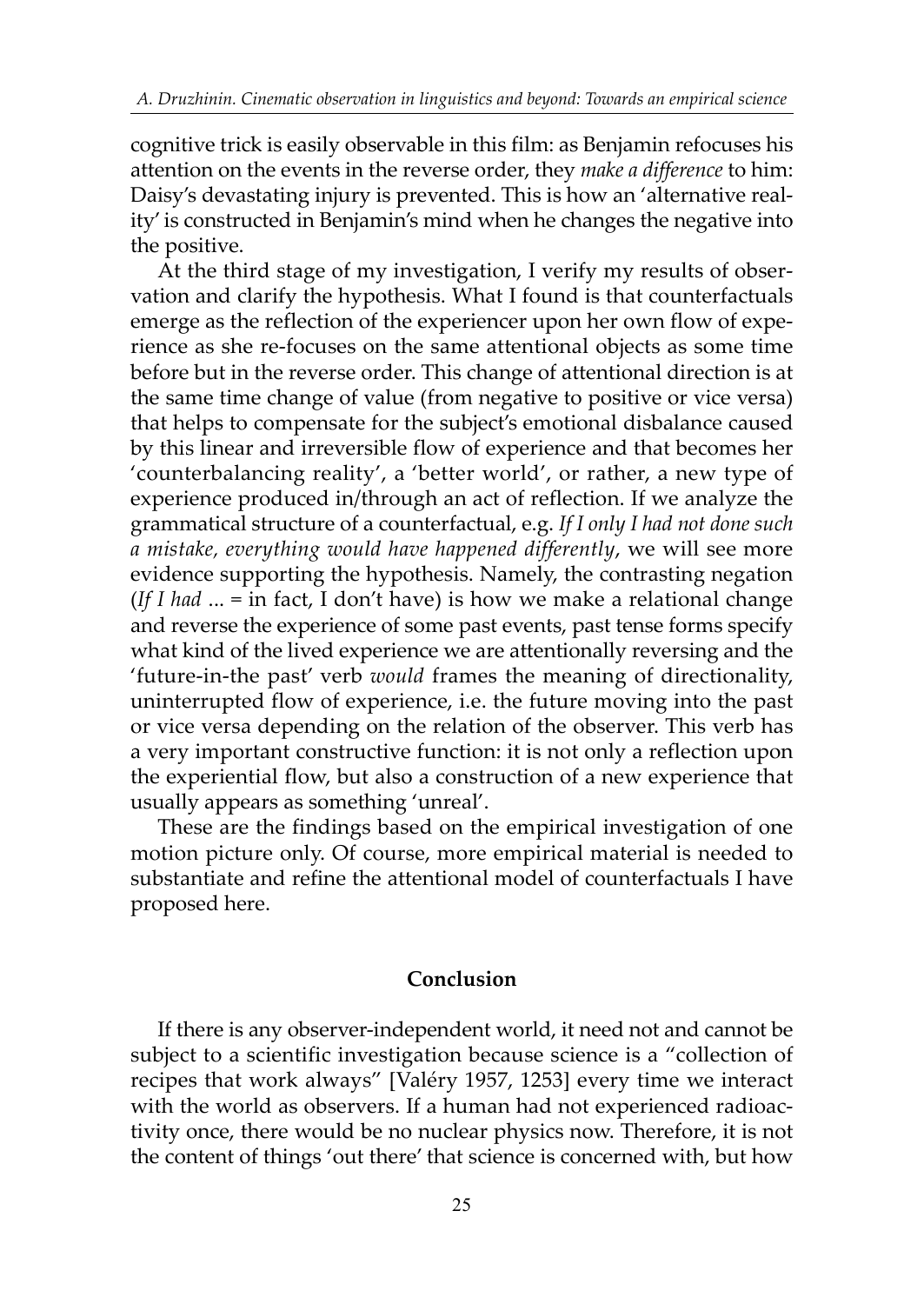cognitive trick is easily observable in this film: as Benjamin refocuses his attention on the events in the reverse order, they *make a difference* to him: Daisy's devastating injury is prevented. This is how an 'alternative reality' is constructed in Benjamin's mind when he changes the negative into the positive.

At the third stage of my investigation, I verify my results of observation and clarify the hypothesis. What I found is that counterfactuals emerge as the reflection of the experiencer upon her own flow of experience as she re-focuses on the same attentional objects as some time before but in the reverse order. This change of attentional direction is at the same time change of value (from negative to positive or vice versa) that helps to compensate for the subject's emotional disbalance caused by this linear and irreversible flow of experience and that becomes her 'counterbalancing reality', a 'better world', or rather, a new type of experience produced in/through an act of reflection. If we analyze the grammatical structure of a counterfactual, e.g. *If I only I had not done such a mistake, everything would have happened differently*, we will see more evidence supporting the hypothesis. Namely, the contrasting negation (*If I had* ... = in fact, I don't have) is how we make a relational change and reverse the experience of some past events, past tense forms specify what kind of the lived experience we are attentionally reversing and the 'future-in-the past' verb *would* frames the meaning of directionality, uninterrupted flow of experience, i.e. the future moving into the past or vice versa depending on the relation of the observer. This verb has a very important constructive function: it is not only a reflection upon the experiential flow, but also a construction of a new experience that usually appears as something 'unreal'.

These are the findings based on the empirical investigation of one motion picture only. Of course, more empirical material is needed to substantiate and refine the attentional model of counterfactuals I have proposed here.

## Conclusion

If there is any observer-independent world, it need not and cannot be subject to a scientific investigation because science is a "collection of recipes that work always" [Valéry 1957, 1253] every time we interact with the world as observers. If a human had not experienced radioactivity once, there would be no nuclear physics now. Therefore, it is not the content of things 'out there' that science is concerned with, but how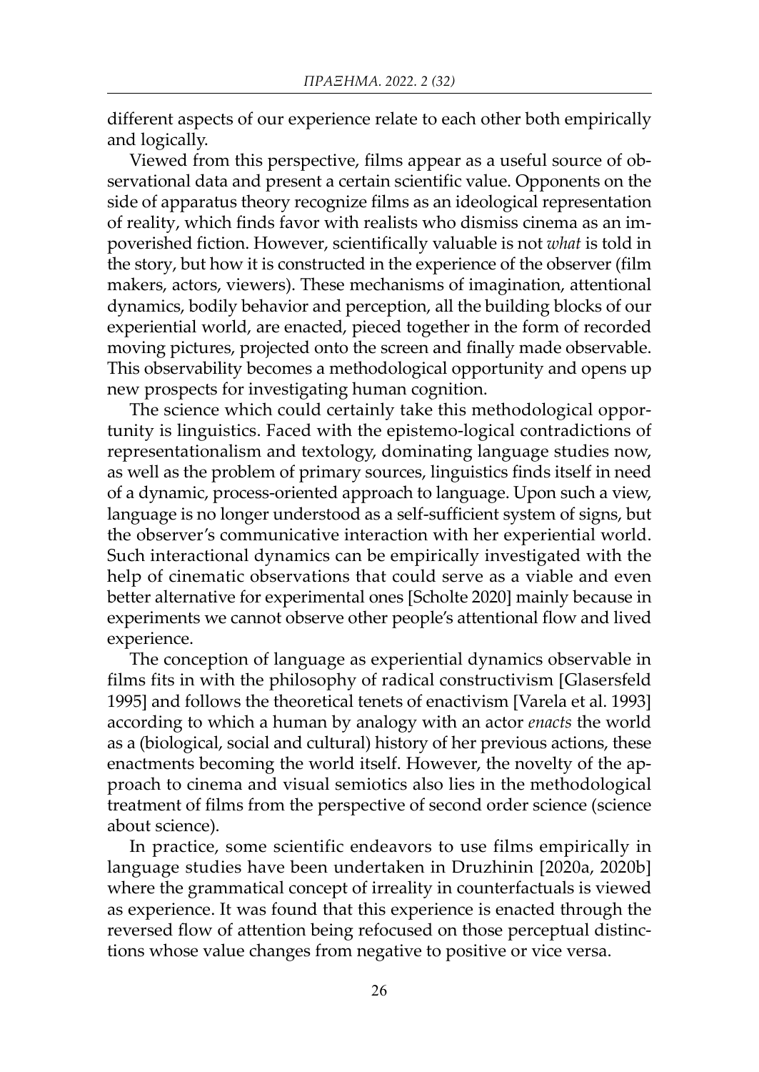different aspects of our experience relate to each other both empirically and logically.

Viewed from this perspective, films appear as a useful source of observational data and present a certain scientific value. Opponents on the side of apparatus theory recognize films as an ideological representation of reality, which finds favor with realists who dismiss cinema as an impoverished fiction. However, scientifically valuable is not *what* is told in the story, but how it is constructed in the experience of the observer (film makers, actors, viewers). These mechanisms of imagination, attentional dynamics, bodily behavior and perception, all the building blocks of our experiential world, are enacted, pieced together in the form of recorded moving pictures, projected onto the screen and finally made observable. This observability becomes a methodological opportunity and opens up new prospects for investigating human cognition.

The science which could certainly take this methodological opportunity is linguistics. Faced with the epistemo-logical contradictions of representationalism and textology, dominating language studies now, as well as the problem of primary sources, linguistics finds itself in need of a dynamic, process-oriented approach to language. Upon such a view, language is no longer understood as a self-sufficient system of signs, but the observer's communicative interaction with her experiential world. Such interactional dynamics can be empirically investigated with the help of cinematic observations that could serve as a viable and even better alternative for experimental ones [Scholte 2020] mainly because in experiments we cannot observe other people's attentional flow and lived experience.

The conception of language as experiential dynamics observable in films fits in with the philosophy of radical constructivism [Glasersfeld 1995] and follows the theoretical tenets of enactivism [Varela et al. 1993] according to which a human by analogy with an actor *enacts* the world as a (biological, social and cultural) history of her previous actions, these enactments becoming the world itself. However, the novelty of the approach to cinema and visual semiotics also lies in the methodological treatment of films from the perspective of second order science (science about science).

In practice, some scientific endeavors to use films empirically in language studies have been undertaken in Druzhinin [2020a, 2020b] where the grammatical concept of irreality in counterfactuals is viewed as experience. It was found that this experience is enacted through the reversed flow of attention being refocused on those perceptual distinctions whose value changes from negative to positive or vice versa.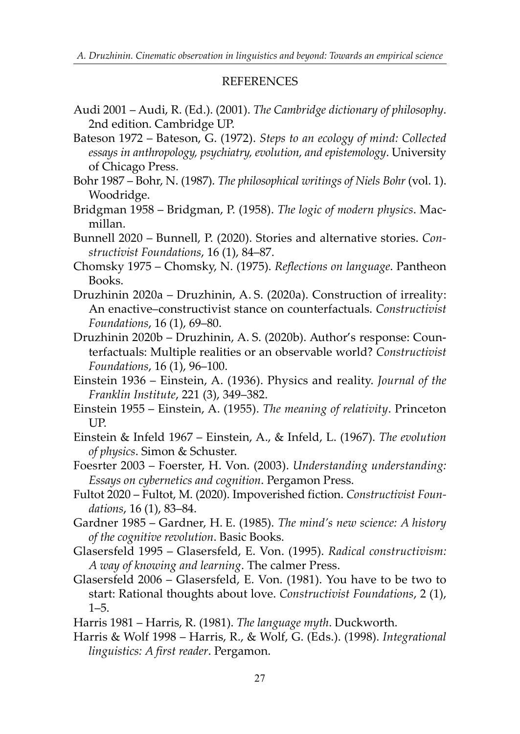## REFERENCES

Audi 2001 – Audi, R. (Ed.). (2001). *The Cambridge dictionary of philosophy*. 2nd edition. Cambridge UP.

Bateson 1972 – Bateson, G. (1972). *Steps to an ecology of mind: Collected essays in anthropology, psychiatry, evolution, and epistemology*. University of Chicago Press.

Bohr 1987 – Bohr, N. (1987). *The philosophical writings of Niels Bohr* (vol. 1). Woodridge.

Bridgman 1958 – Bridgman, P. (1958). *The logic of modern physics*. Macmillan.

Bunnell 2020 – Bunnell, P. (2020). Stories and alternative stories. *Constructivist Foundations*, 16 (1), 84–87.

Chomsky 1975 – Chomsky, N. (1975). *Reflections on language*. Pantheon Books.

Druzhinin 2020a – Druzhinin, A. S. (2020a). Construction of irreality: An enactive–constructivist stance on counterfactuals. *Constructivist Foundations*, 16 (1), 69–80.

Druzhinin 2020b – Druzhinin, A. S. (2020b). Author's response: Counterfactuals: Multiple realities or an observable world? *Constructivist Foundations*, 16 (1), 96–100.

Einstein 1936 – Einstein, A. (1936). Physics and reality. *Journal of the Franklin Institute*, 221 (3), 349–382.

Einstein 1955 – Einstein, A. (1955). *The meaning of relativity*. Princeton UP.

Einstein & Infeld 1967 – Einstein, A., & Infeld, L. (1967). *The evolution of physics*. Simon & Schuster.

Foesrter 2003 – Foerster, H. Von. (2003). *Understanding understanding: Essays on cybernetics and cognition*. Pergamon Press.

Fultot 2020 – Fultot, M. (2020). Impoverished fiction. *Constructivist Foundations*, 16 (1), 83–84.

Gardner 1985 – Gardner, H. E. (1985). *The mind's new science: A history of the cognitive revolution*. Basic Books.

Glasersfeld 1995 – Glasersfeld, E. Von. (1995). *Radical constructivism: A way of knowing and learning*. The calmer Press.

Glasersfeld 2006 – Glasersfeld, E. Von. (1981). You have to be two to start: Rational thoughts about love. *Constructivist Foundations*, 2 (1), 1–5.

Harris 1981 – Harris, R. (1981). *The language myth*. Duckworth.

Harris & Wolf 1998 – Harris, R., & Wolf, G. (Eds.). (1998). *Integrational linguistics: A first reader*. Pergamon.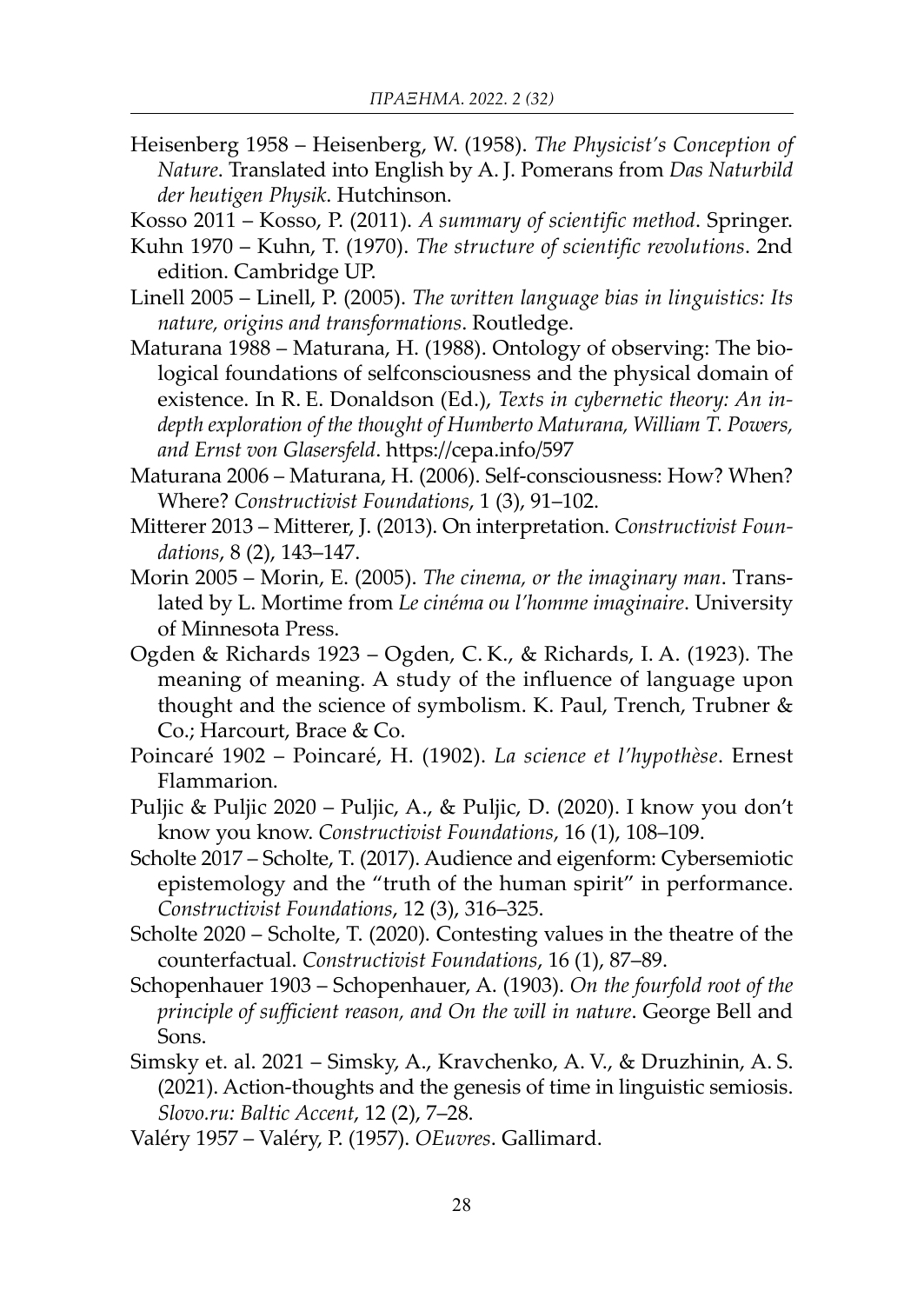Heisenberg 1958 – Heisenberg, W. (1958). *The Physicist's Conception of Nature*. Translated into English by A. J. Pomerans from *Das Naturbild der heutigen Physik*. Hutchinson.

Kosso 2011 – Kosso, P. (2011). *A summary of scientific method*. Springer.

Kuhn 1970 – Kuhn, T. (1970). *The structure of scientific revolutions*. 2nd edition. Cambridge UP.

Linell 2005 – Linell, P. (2005). *The written language bias in linguistics: Its nature, origins and transformations*. Routledge.

Maturana 1988 – Maturana, H. (1988). Ontology of observing: The biological foundations of selfconsciousness and the physical domain of existence. In R. E. Donaldson (Ed.), *Texts in cybernetic theory: An in-depth exploration of the thought of Humberto Maturana, William T. Powers, and Ernst von Glasersfeld*. https://cepa.info/597

Maturana 2006 – Maturana, H. (2006). Self-consciousness: How? When? Where? *Constructivist Foundations*, 1 (3), 91–102.

Mitterer 2013 – Mitterer, J. (2013). On interpretation. *Constructivist Foundations*, 8 (2), 143–147.

Morin 2005 – Morin, E. (2005). *The cinema, or the imaginary man*. Translated by L. Mortime from *Le cinéma ou l'homme imaginaire*. University of Minnesota Press.

Ogden & Richards 1923 – Ogden, C. K., & Richards, I. A. (1923). The meaning of meaning. A study of the influence of language upon thought and the science of symbolism. K. Paul, Trench, Trubner & Co.; Harcourt, Brace & Co.

Poincaré 1902 – Poincaré, H. (1902). *La science et l'hypothèse*. Ernest Flammarion.

Puljic & Puljic 2020 – Puljic, A., & Puljic, D. (2020). I know you don't know you know. *Constructivist Foundations*, 16 (1), 108–109.

Scholte 2017 – Scholte, T. (2017). Audience and eigenform: Cybersemiotic epistemology and the "truth of the human spirit" in performance. *Constructivist Foundations*, 12 (3), 316–325.

Scholte 2020 – Scholte, T. (2020). Contesting values in the theatre of the counterfactual. *Constructivist Foundations*, 16 (1), 87–89.

Schopenhauer 1903 – Schopenhauer, A. (1903). *On the fourfold root of the principle of sufficient reason, and On the will in nature*. George Bell and Sons.

Simsky et. al. 2021 – Simsky, A., Kravchenko, A. V., & Druzhinin, A. S. (2021). Action-thoughts and the genesis of time in linguistic semiosis. *Slovo.ru: Baltic Accent*, 12 (2), 7–28.

Valéry 1957 – Valéry, P. (1957). *OEuvres*. Gallimard.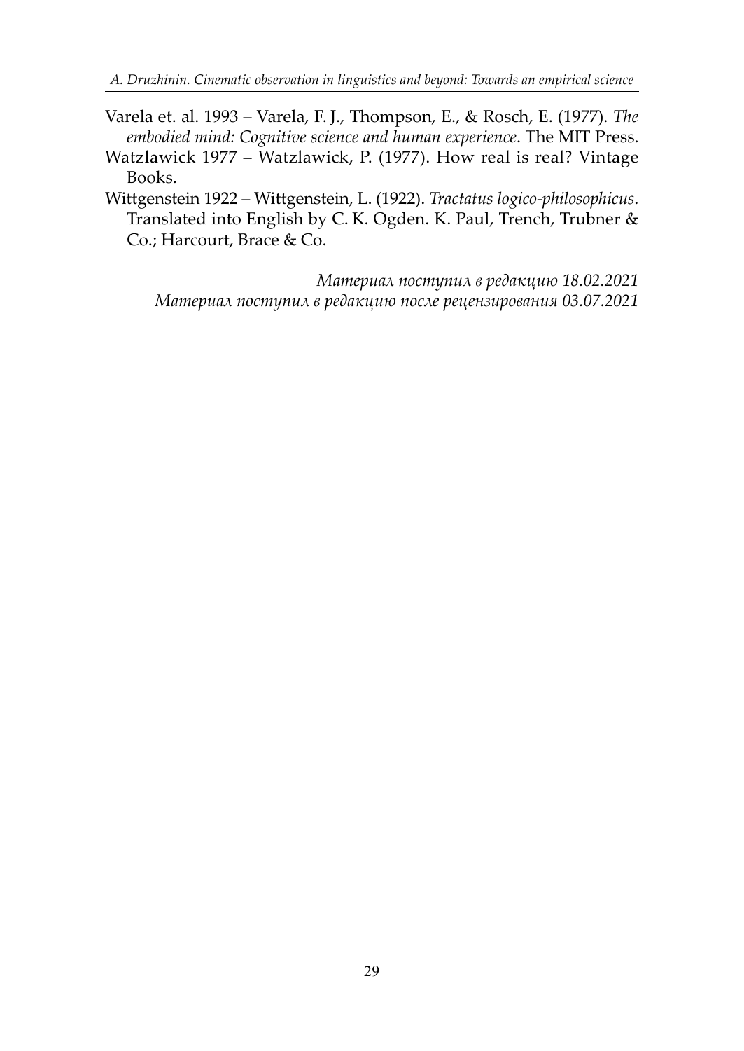Varela et. al. 1993 – Varela, F. J., Thompson, E., & Rosch, E. (1977). *The embodied mind: Cognitive science and human experience*. The MIT Press.

Watzlawick 1977 – Watzlawick, P. (1977). How real is real? Vintage Books.

Wittgenstein 1922 – Wittgenstein, L. (1922). *Tractatus logico-philosophicus*. Translated into English by C. K. Ogden. K. Paul, Trench, Trubner & Co.; Harcourt, Brace & Co.

*Материал поступил в редакцию 18.02.2021*
*Материал поступил в редакцию после рецензирования 03.07.2021*